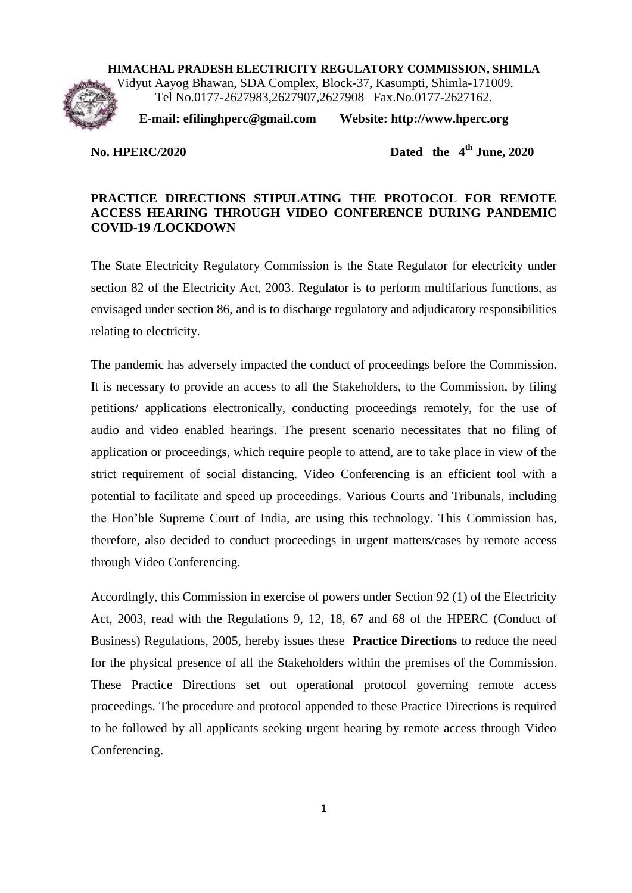**HIMACHAL PRADESH ELECTRICITY REGULATORY COMMISSION, SHIMLA**

Vidyut Aayog Bhawan, SDA Complex, Block-37, Kasumpti, Shimla-171009.

Tel No.0177-2627983,2627907,2627908 Fax.No.0177-2627162.

**E-mail: efilinghperc@gmail.com Website: http://www.hperc.org**

**No. HPERC/2020** **Dated the 4th June, 2020**

**PRACTICE DIRECTIONS STIPULATING THE PROTOCOL FOR REMOTE ACCESS HEARING THROUGH VIDEO CONFERENCE DURING PANDEMIC COVID-19 /LOCKDOWN**

The State Electricity Regulatory Commission is the State Regulator for electricity under section 82 of the Electricity Act, 2003. Regulator is to perform multifarious functions, as envisaged under section 86, and is to discharge regulatory and adjudicatory responsibilities relating to electricity.

The pandemic has adversely impacted the conduct of proceedings before the Commission. It is necessary to provide an access to all the Stakeholders, to the Commission, by filing petitions/ applications electronically, conducting proceedings remotely, for the use of audio and video enabled hearings. The present scenario necessitates that no filing of application or proceedings, which require people to attend, are to take place in view of the strict requirement of social distancing. Video Conferencing is an efficient tool with a potential to facilitate and speed up proceedings. Various Courts and Tribunals, including the Hon'ble Supreme Court of India, are using this technology. This Commission has, therefore, also decided to conduct proceedings in urgent matters/cases by remote access through Video Conferencing.

Accordingly, this Commission in exercise of powers under Section 92 (1) of the Electricity Act, 2003, read with the Regulations 9, 12, 18, 67 and 68 of the HPERC (Conduct of Business) Regulations, 2005, hereby issues these **Practice Directions** to reduce the need for the physical presence of all the Stakeholders within the premises of the Commission. These Practice Directions set out operational protocol governing remote access proceedings. The procedure and protocol appended to these Practice Directions is required to be followed by all applicants seeking urgent hearing by remote access through Video Conferencing.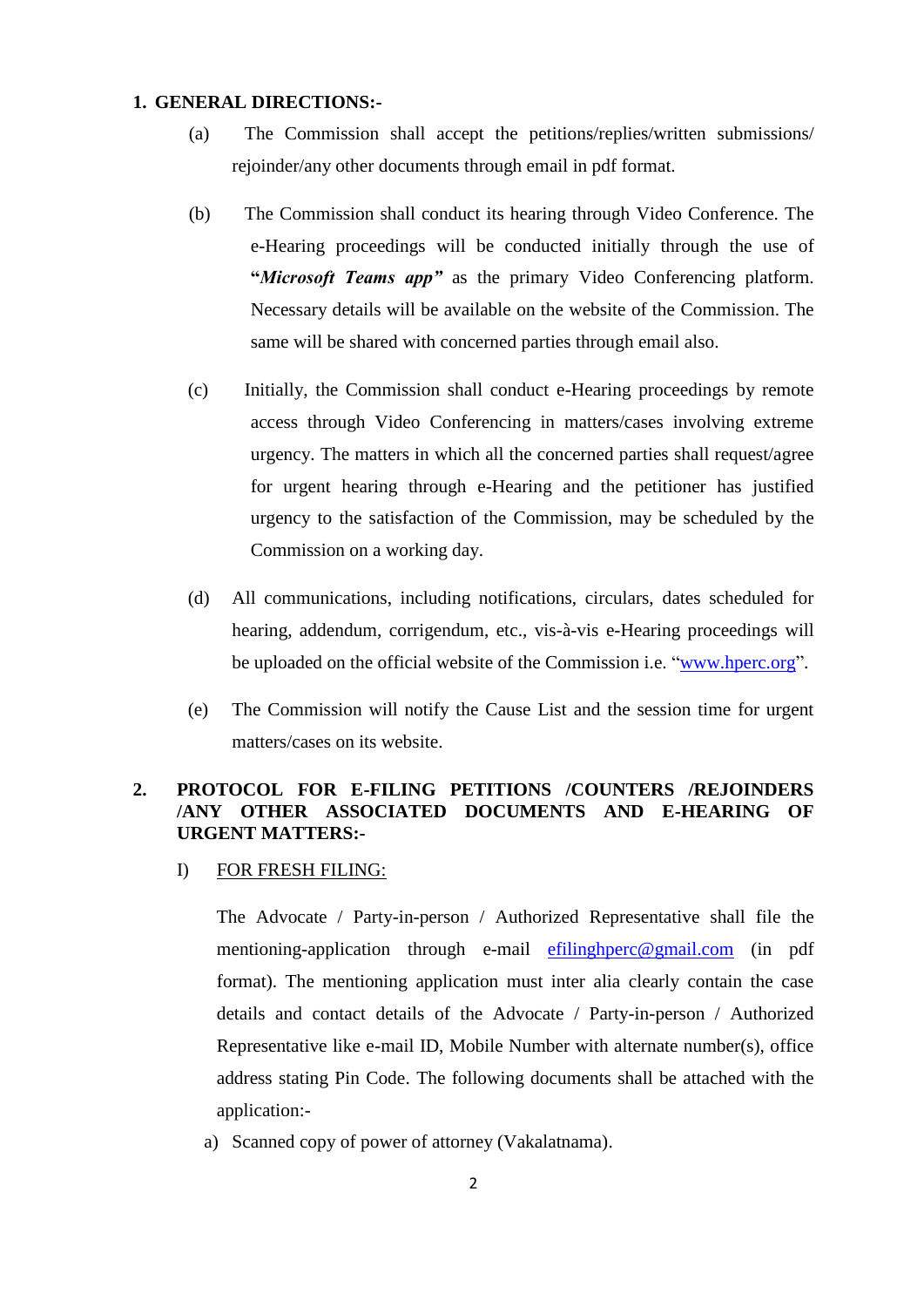## 1. GENERAL DIRECTIONS:-

(a) The Commission shall accept the petitions/replies/written submissions/ rejoinder/any other documents through email in pdf format.

(b) The Commission shall conduct its hearing through Video Conference. The e-Hearing proceedings will be conducted initially through the use of "***Microsoft Teams app***" as the primary Video Conferencing platform. Necessary details will be available on the website of the Commission. The same will be shared with concerned parties through email also.

(c) Initially, the Commission shall conduct e-Hearing proceedings by remote access through Video Conferencing in matters/cases involving extreme urgency. The matters in which all the concerned parties shall request/agree for urgent hearing through e-Hearing and the petitioner has justified urgency to the satisfaction of the Commission, may be scheduled by the Commission on a working day.

(d) All communications, including notifications, circulars, dates scheduled for hearing, addendum, corrigendum, etc., vis-à-vis e-Hearing proceedings will be uploaded on the official website of the Commission i.e. "www.hperc.org".

(e) The Commission will notify the Cause List and the session time for urgent matters/cases on its website.

## 2. PROTOCOL FOR E-FILING PETITIONS /COUNTERS /REJOINDERS /ANY OTHER ASSOCIATED DOCUMENTS AND E-HEARING OF URGENT MATTERS:-

I) <u>FOR FRESH FILING:</u>

The Advocate / Party-in-person / Authorized Representative shall file the mentioning-application through e-mail efilinghperc@gmail.com (in pdf format). The mentioning application must inter alia clearly contain the case details and contact details of the Advocate / Party-in-person / Authorized Representative like e-mail ID, Mobile Number with alternate number(s), office address stating Pin Code. The following documents shall be attached with the application:-

a) Scanned copy of power of attorney (Vakalatnama).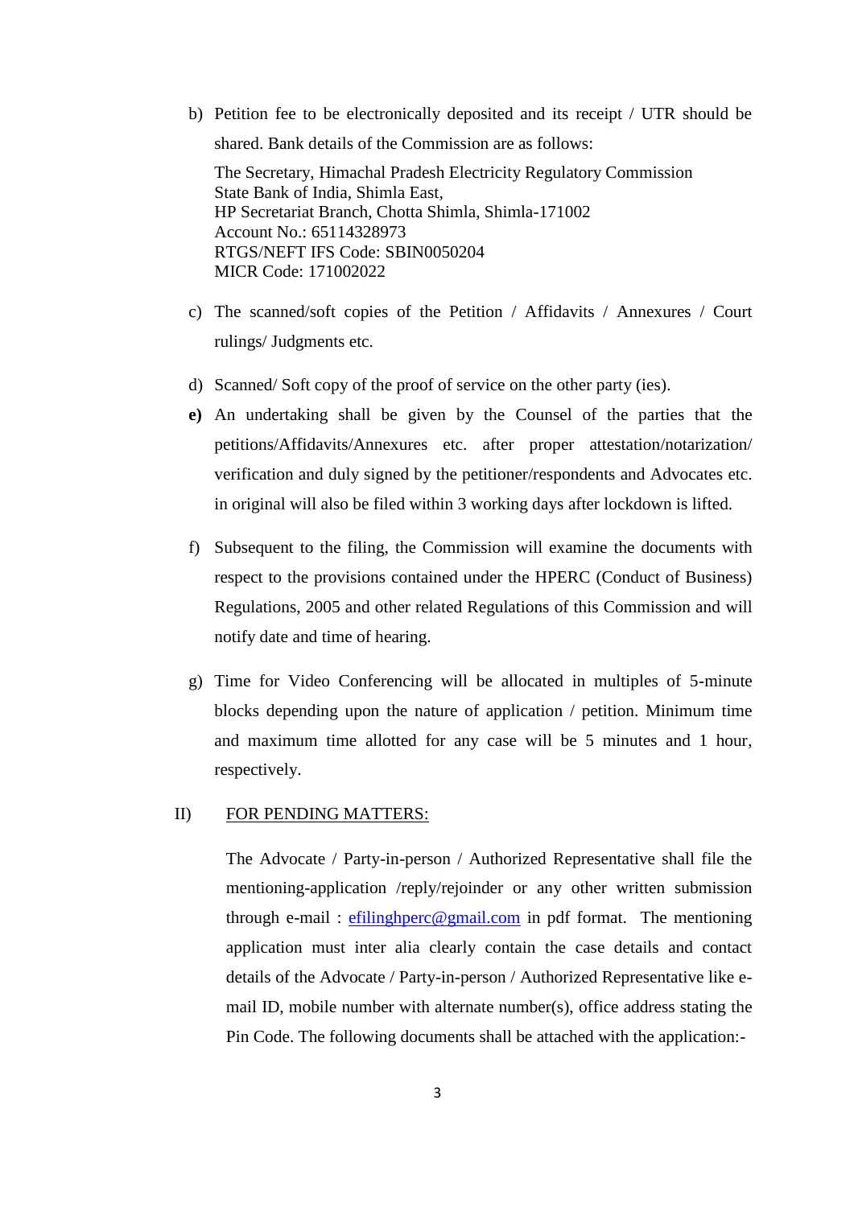b) Petition fee to be electronically deposited and its receipt / UTR should be shared. Bank details of the Commission are as follows:

   The Secretary, Himachal Pradesh Electricity Regulatory Commission
   State Bank of India, Shimla East,
   HP Secretariat Branch, Chotta Shimla, Shimla-171002
   Account No.: 65114328973
   RTGS/NEFT IFS Code: SBIN0050204
   MICR Code: 171002022

c) The scanned/soft copies of the Petition / Affidavits / Annexures / Court rulings/ Judgments etc.

d) Scanned/ Soft copy of the proof of service on the other party (ies).

**e)** An undertaking shall be given by the Counsel of the parties that the petitions/Affidavits/Annexures etc. after proper attestation/notarization/ verification and duly signed by the petitioner/respondents and Advocates etc. in original will also be filed within 3 working days after lockdown is lifted.

f) Subsequent to the filing, the Commission will examine the documents with respect to the provisions contained under the HPERC (Conduct of Business) Regulations, 2005 and other related Regulations of this Commission and will notify date and time of hearing.

g) Time for Video Conferencing will be allocated in multiples of 5-minute blocks depending upon the nature of application / petition. Minimum time and maximum time allotted for any case will be 5 minutes and 1 hour, respectively.

II) FOR PENDING MATTERS:

The Advocate / Party-in-person / Authorized Representative shall file the mentioning-application /reply/rejoinder or any other written submission through e-mail : efilinghperc@gmail.com in pdf format. The mentioning application must inter alia clearly contain the case details and contact details of the Advocate / Party-in-person / Authorized Representative like e-mail ID, mobile number with alternate number(s), office address stating the Pin Code. The following documents shall be attached with the application:-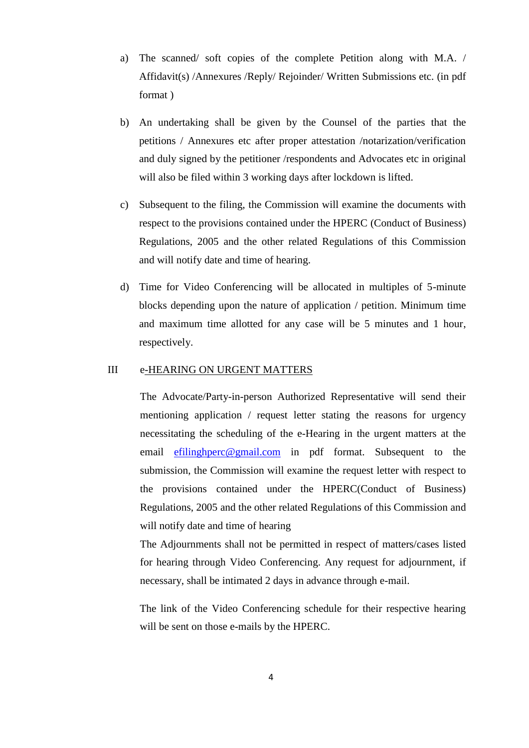a) The scanned/ soft copies of the complete Petition along with M.A. / Affidavit(s) /Annexures /Reply/ Rejoinder/ Written Submissions etc. (in pdf format )

b) An undertaking shall be given by the Counsel of the parties that the petitions / Annexures etc after proper attestation /notarization/verification and duly signed by the petitioner /respondents and Advocates etc in original will also be filed within 3 working days after lockdown is lifted.

c) Subsequent to the filing, the Commission will examine the documents with respect to the provisions contained under the HPERC (Conduct of Business) Regulations, 2005 and the other related Regulations of this Commission and will notify date and time of hearing.

d) Time for Video Conferencing will be allocated in multiples of 5-minute blocks depending upon the nature of application / petition. Minimum time and maximum time allotted for any case will be 5 minutes and 1 hour, respectively.

## III e-HEARING ON URGENT MATTERS

The Advocate/Party-in-person Authorized Representative will send their mentioning application / request letter stating the reasons for urgency necessitating the scheduling of the e-Hearing in the urgent matters at the email efilinghperc@gmail.com in pdf format. Subsequent to the submission, the Commission will examine the request letter with respect to the provisions contained under the HPERC(Conduct of Business) Regulations, 2005 and the other related Regulations of this Commission and will notify date and time of hearing

The Adjournments shall not be permitted in respect of matters/cases listed for hearing through Video Conferencing. Any request for adjournment, if necessary, shall be intimated 2 days in advance through e-mail.

The link of the Video Conferencing schedule for their respective hearing will be sent on those e-mails by the HPERC.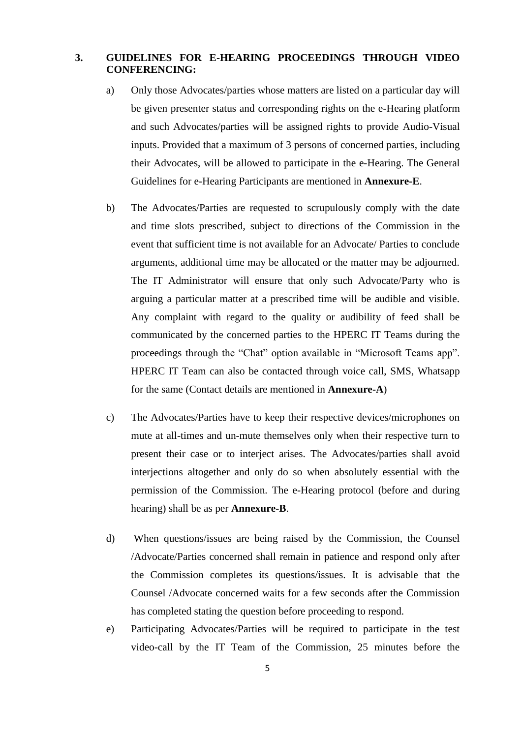## 3. GUIDELINES FOR E-HEARING PROCEEDINGS THROUGH VIDEO CONFERENCING:

a) Only those Advocates/parties whose matters are listed on a particular day will be given presenter status and corresponding rights on the e-Hearing platform and such Advocates/parties will be assigned rights to provide Audio-Visual inputs. Provided that a maximum of 3 persons of concerned parties, including their Advocates, will be allowed to participate in the e-Hearing. The General Guidelines for e-Hearing Participants are mentioned in **Annexure-E**.

b) The Advocates/Parties are requested to scrupulously comply with the date and time slots prescribed, subject to directions of the Commission in the event that sufficient time is not available for an Advocate/ Parties to conclude arguments, additional time may be allocated or the matter may be adjourned. The IT Administrator will ensure that only such Advocate/Party who is arguing a particular matter at a prescribed time will be audible and visible. Any complaint with regard to the quality or audibility of feed shall be communicated by the concerned parties to the HPERC IT Teams during the proceedings through the "Chat" option available in "Microsoft Teams app". HPERC IT Team can also be contacted through voice call, SMS, Whatsapp for the same (Contact details are mentioned in **Annexure-A**)

c) The Advocates/Parties have to keep their respective devices/microphones on mute at all-times and un-mute themselves only when their respective turn to present their case or to interject arises. The Advocates/parties shall avoid interjections altogether and only do so when absolutely essential with the permission of the Commission. The e-Hearing protocol (before and during hearing) shall be as per **Annexure-B**.

d) When questions/issues are being raised by the Commission, the Counsel /Advocate/Parties concerned shall remain in patience and respond only after the Commission completes its questions/issues. It is advisable that the Counsel /Advocate concerned waits for a few seconds after the Commission has completed stating the question before proceeding to respond.

e) Participating Advocates/Parties will be required to participate in the test video-call by the IT Team of the Commission, 25 minutes before the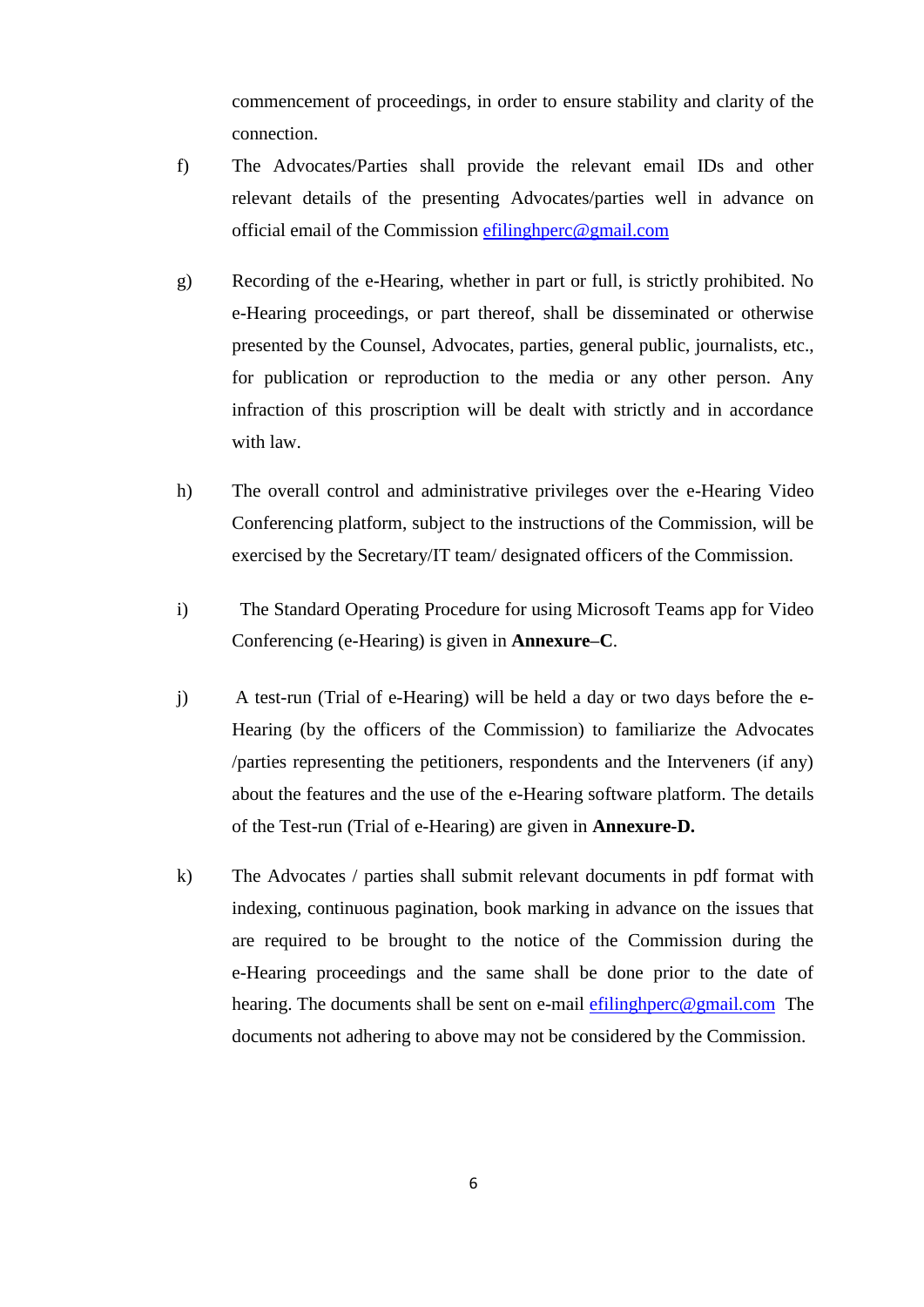commencement of proceedings, in order to ensure stability and clarity of the connection.

f) The Advocates/Parties shall provide the relevant email IDs and other relevant details of the presenting Advocates/parties well in advance on official email of the Commission efilinghperc@gmail.com

g) Recording of the e-Hearing, whether in part or full, is strictly prohibited. No e-Hearing proceedings, or part thereof, shall be disseminated or otherwise presented by the Counsel, Advocates, parties, general public, journalists, etc., for publication or reproduction to the media or any other person. Any infraction of this proscription will be dealt with strictly and in accordance with law.

h) The overall control and administrative privileges over the e-Hearing Video Conferencing platform, subject to the instructions of the Commission, will be exercised by the Secretary/IT team/ designated officers of the Commission.

i) The Standard Operating Procedure for using Microsoft Teams app for Video Conferencing (e-Hearing) is given in **Annexure–C**.

j) A test-run (Trial of e-Hearing) will be held a day or two days before the e-Hearing (by the officers of the Commission) to familiarize the Advocates /parties representing the petitioners, respondents and the Interveners (if any) about the features and the use of the e-Hearing software platform. The details of the Test-run (Trial of e-Hearing) are given in **Annexure-D.**

k) The Advocates / parties shall submit relevant documents in pdf format with indexing, continuous pagination, book marking in advance on the issues that are required to be brought to the notice of the Commission during the e-Hearing proceedings and the same shall be done prior to the date of hearing. The documents shall be sent on e-mail efilinghperc@gmail.com The documents not adhering to above may not be considered by the Commission.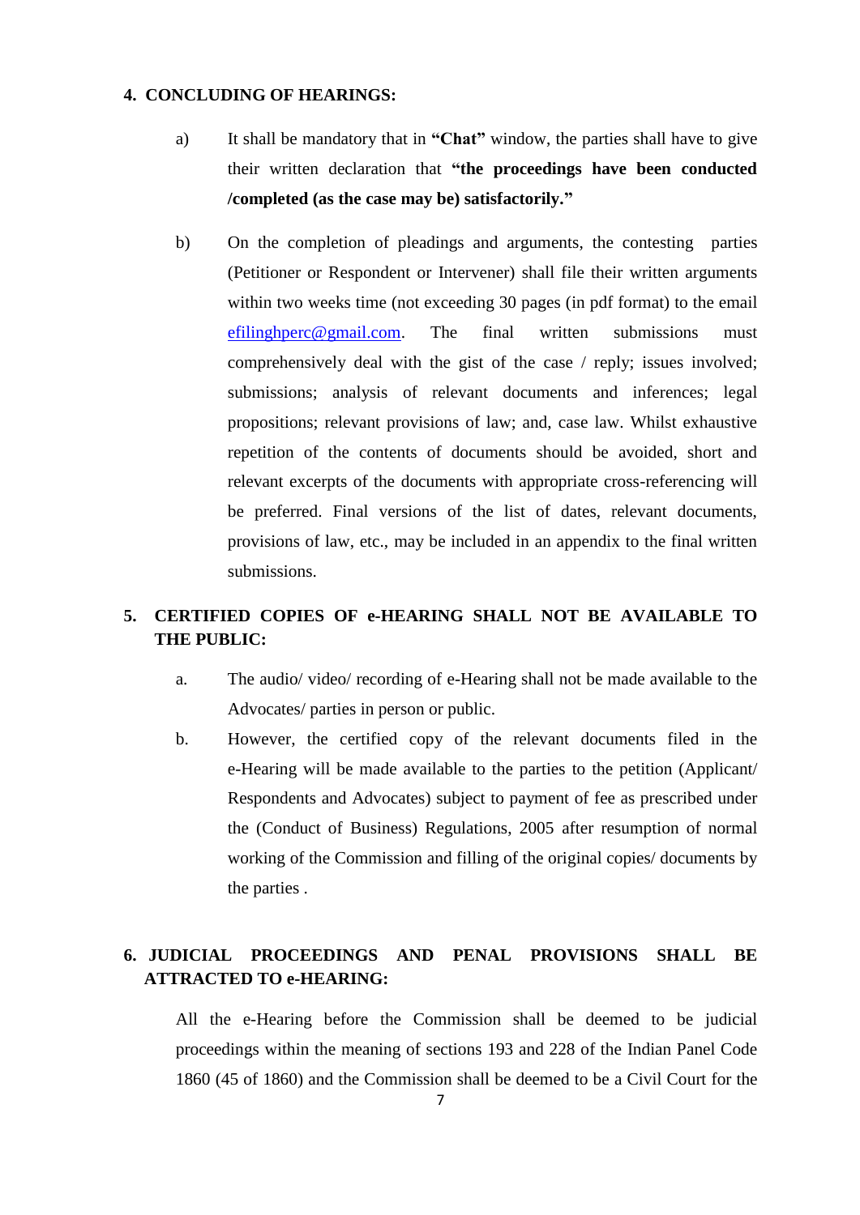**4. CONCLUDING OF HEARINGS:**

a) It shall be mandatory that in **"Chat"** window, the parties shall have to give their written declaration that **"the proceedings have been conducted /completed (as the case may be) satisfactorily."**

b) On the completion of pleadings and arguments, the contesting parties (Petitioner or Respondent or Intervener) shall file their written arguments within two weeks time (not exceeding 30 pages (in pdf format) to the email efilinghperc@gmail.com. The final written submissions must comprehensively deal with the gist of the case / reply; issues involved; submissions; analysis of relevant documents and inferences; legal propositions; relevant provisions of law; and, case law. Whilst exhaustive repetition of the contents of documents should be avoided, short and relevant excerpts of the documents with appropriate cross-referencing will be preferred. Final versions of the list of dates, relevant documents, provisions of law, etc., may be included in an appendix to the final written submissions.

**5. CERTIFIED COPIES OF e-HEARING SHALL NOT BE AVAILABLE TO THE PUBLIC:**

a. The audio/ video/ recording of e-Hearing shall not be made available to the Advocates/ parties in person or public.

b. However, the certified copy of the relevant documents filed in the e-Hearing will be made available to the parties to the petition (Applicant/ Respondents and Advocates) subject to payment of fee as prescribed under the (Conduct of Business) Regulations, 2005 after resumption of normal working of the Commission and filling of the original copies/ documents by the parties .

**6. JUDICIAL PROCEEDINGS AND PENAL PROVISIONS SHALL BE ATTRACTED TO e-HEARING:**

All the e-Hearing before the Commission shall be deemed to be judicial proceedings within the meaning of sections 193 and 228 of the Indian Panel Code 1860 (45 of 1860) and the Commission shall be deemed to be a Civil Court for the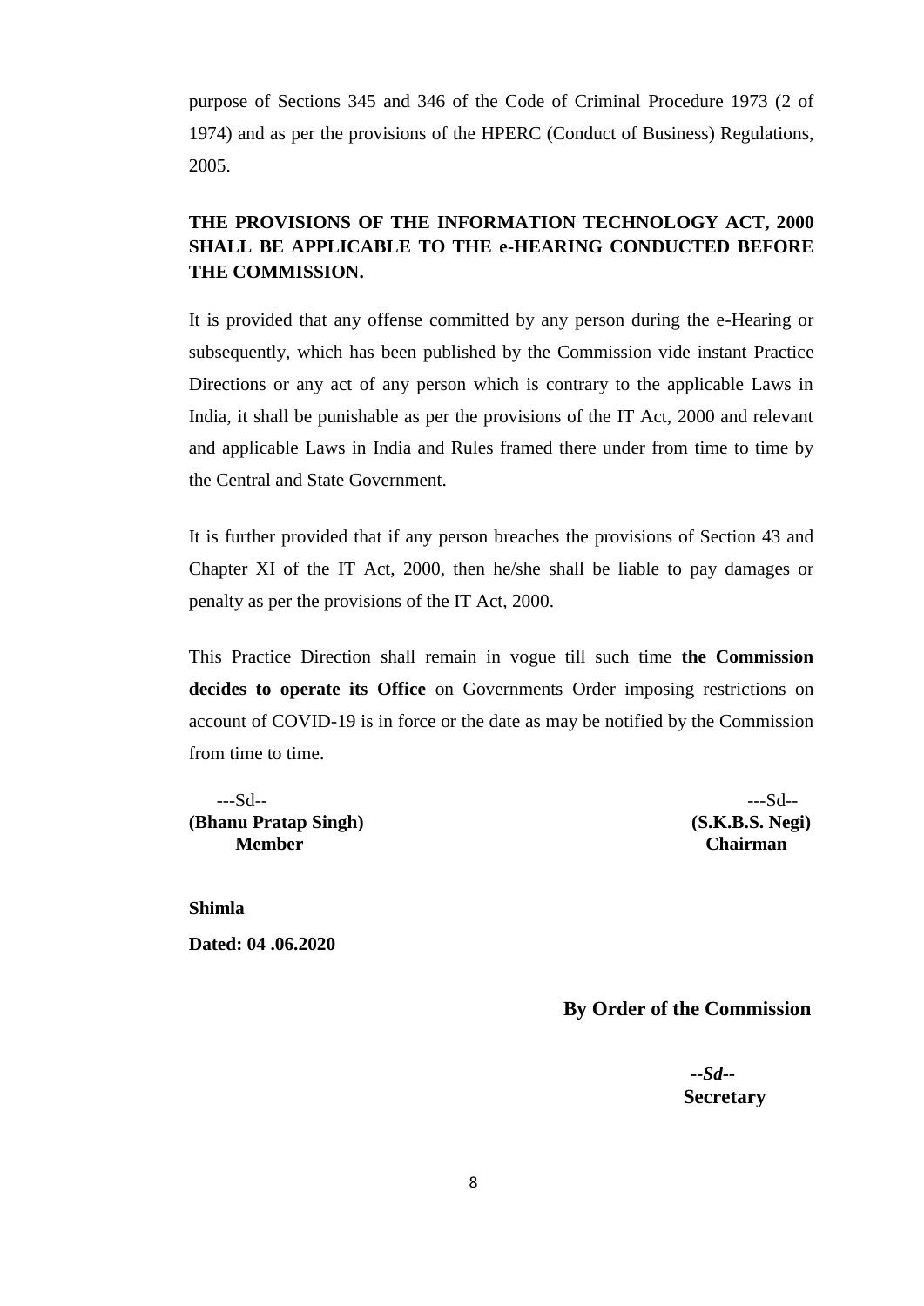purpose of Sections 345 and 346 of the Code of Criminal Procedure 1973 (2 of 1974) and as per the provisions of the HPERC (Conduct of Business) Regulations, 2005.

**THE PROVISIONS OF THE INFORMATION TECHNOLOGY ACT, 2000 SHALL BE APPLICABLE TO THE e-HEARING CONDUCTED BEFORE THE COMMISSION.**

It is provided that any offense committed by any person during the e-Hearing or subsequently, which has been published by the Commission vide instant Practice Directions or any act of any person which is contrary to the applicable Laws in India, it shall be punishable as per the provisions of the IT Act, 2000 and relevant and applicable Laws in India and Rules framed there under from time to time by the Central and State Government.

It is further provided that if any person breaches the provisions of Section 43 and Chapter XI of the IT Act, 2000, then he/she shall be liable to pay damages or penalty as per the provisions of the IT Act, 2000.

This Practice Direction shall remain in vogue till such time **the Commission decides to operate its Office** on Governments Order imposing restrictions on account of COVID-19 is in force or the date as may be notified by the Commission from time to time.

---Sd--
**(Bhanu Pratap Singh)**
**Member**

---Sd--
**(S.K.B.S. Negi)**
**Chairman**

**Shimla**

**Dated: 04 .06.2020**

**By Order of the Commission**

***--Sd--***
**Secretary**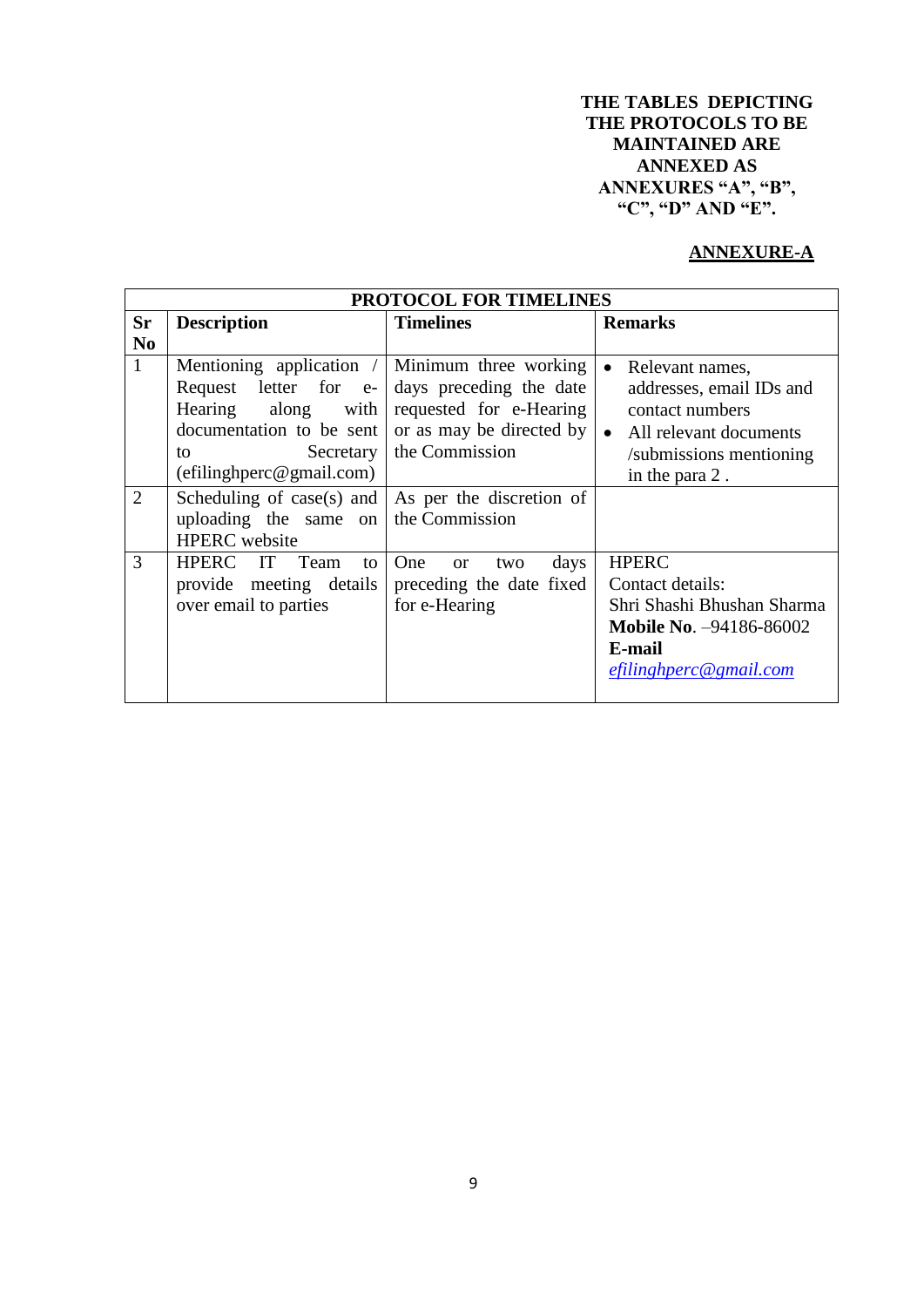**THE TABLES DEPICTING THE PROTOCOLS TO BE MAINTAINED ARE ANNEXED AS ANNEXURES "A", "B", "C", "D" AND "E".**

**ANNEXURE-A**

| PROTOCOL FOR TIMELINES | | | |
|---|---|---|---|
| **Sr No** | **Description** | **Timelines** | **Remarks** |
| 1 | Mentioning application / Request letter for e-Hearing along with documentation to be sent to Secretary (efilinghperc@gmail.com) | Minimum three working days preceding the date requested for e-Hearing or as may be directed by the Commission | • Relevant names, addresses, email IDs and contact numbers<br>• All relevant documents /submissions mentioning in the para 2 . |
| 2 | Scheduling of case(s) and uploading the same on HPERC website | As per the discretion of the Commission | |
| 3 | HPERC IT Team to provide meeting details over email to parties | One or two days preceding the date fixed for e-Hearing | HPERC<br>Contact details:<br>Shri Shashi Bhushan Sharma<br>**Mobile No**. –94186-86002<br>**E-mail**<br>*efilinghperc@gmail.com* |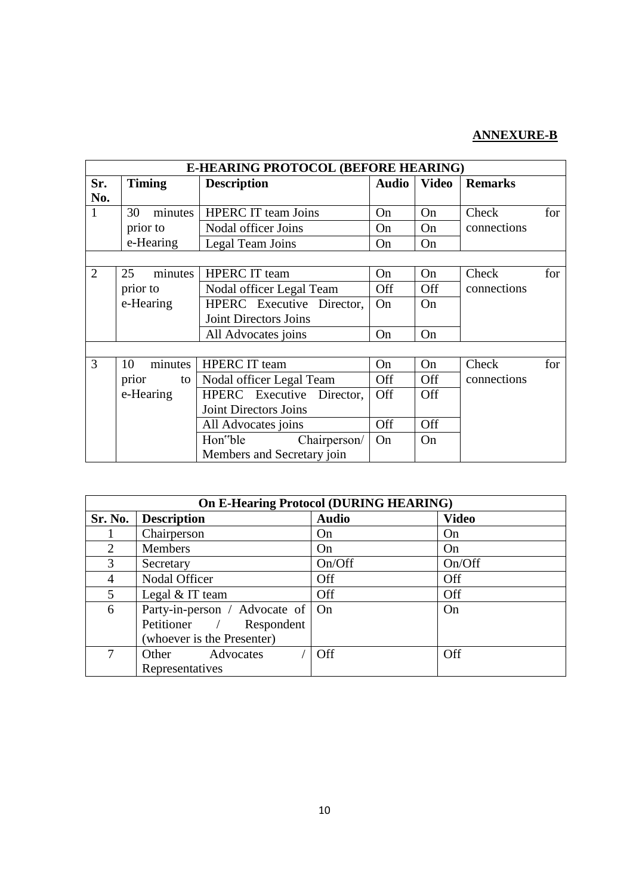**ANNEXURE-B**

| E-HEARING PROTOCOL (BEFORE HEARING) | | | | | |
|---|---|---|---|---|---|
| **Sr. No.** | **Timing** | **Description** | **Audio** | **Video** | **Remarks** |
| 1 | 30 minutes prior to e-Hearing | HPERC IT team Joins | On | On | Check for connections |
| | | Nodal officer Joins | On | On | |
| | | Legal Team Joins | On | On | |
| 2 | 25 minutes prior to e-Hearing | HPERC IT team | On | On | Check for connections |
| | | Nodal officer Legal Team | Off | Off | |
| | | HPERC Executive Director, Joint Directors Joins | On | On | |
| | | All Advocates joins | On | On | |
| 3 | 10 minutes prior to e-Hearing | HPERC IT team | On | On | Check for connections |
| | | Nodal officer Legal Team | Off | Off | |
| | | HPERC Executive Director, Joint Directors Joins | Off | Off | |
| | | All Advocates joins | Off | Off | |
| | | Hon"ble Chairperson/ Members and Secretary join | On | On | |

| On E-Hearing Protocol (DURING HEARING) | | | |
|---|---|---|---|
| **Sr. No.** | **Description** | **Audio** | **Video** |
| 1 | Chairperson | On | On |
| 2 | Members | On | On |
| 3 | Secretary | On/Off | On/Off |
| 4 | Nodal Officer | Off | Off |
| 5 | Legal & IT team | Off | Off |
| 6 | Party-in-person / Advocate of Petitioner / Respondent (whoever is the Presenter) | On | On |
| 7 | Other Advocates / Representatives | Off | Off |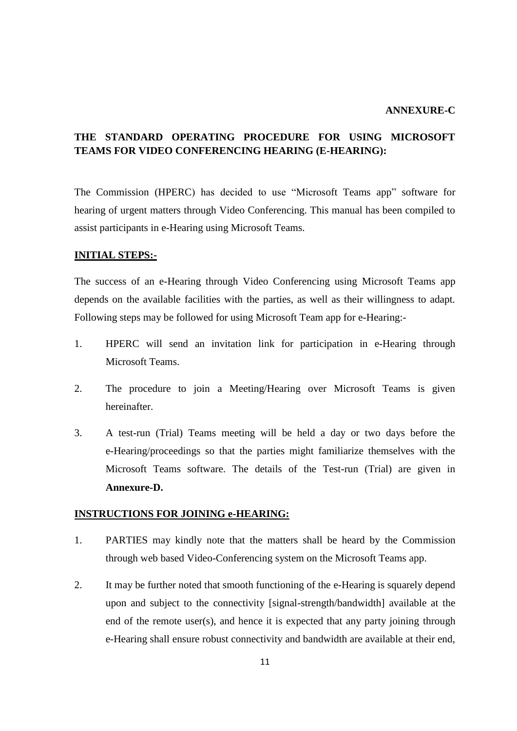**ANNEXURE-C**

**THE STANDARD OPERATING PROCEDURE FOR USING MICROSOFT TEAMS FOR VIDEO CONFERENCING HEARING (E-HEARING):**

The Commission (HPERC) has decided to use "Microsoft Teams app" software for hearing of urgent matters through Video Conferencing. This manual has been compiled to assist participants in e-Hearing using Microsoft Teams.

**INITIAL STEPS:-**

The success of an e-Hearing through Video Conferencing using Microsoft Teams app depends on the available facilities with the parties, as well as their willingness to adapt. Following steps may be followed for using Microsoft Team app for e-Hearing:-

1. HPERC will send an invitation link for participation in e-Hearing through Microsoft Teams.
2. The procedure to join a Meeting/Hearing over Microsoft Teams is given hereinafter.
3. A test-run (Trial) Teams meeting will be held a day or two days before the e-Hearing/proceedings so that the parties might familiarize themselves with the Microsoft Teams software. The details of the Test-run (Trial) are given in **Annexure-D.**

**INSTRUCTIONS FOR JOINING e-HEARING:**

1. PARTIES may kindly note that the matters shall be heard by the Commission through web based Video-Conferencing system on the Microsoft Teams app.
2. It may be further noted that smooth functioning of the e-Hearing is squarely depend upon and subject to the connectivity [signal-strength/bandwidth] available at the end of the remote user(s), and hence it is expected that any party joining through e-Hearing shall ensure robust connectivity and bandwidth are available at their end,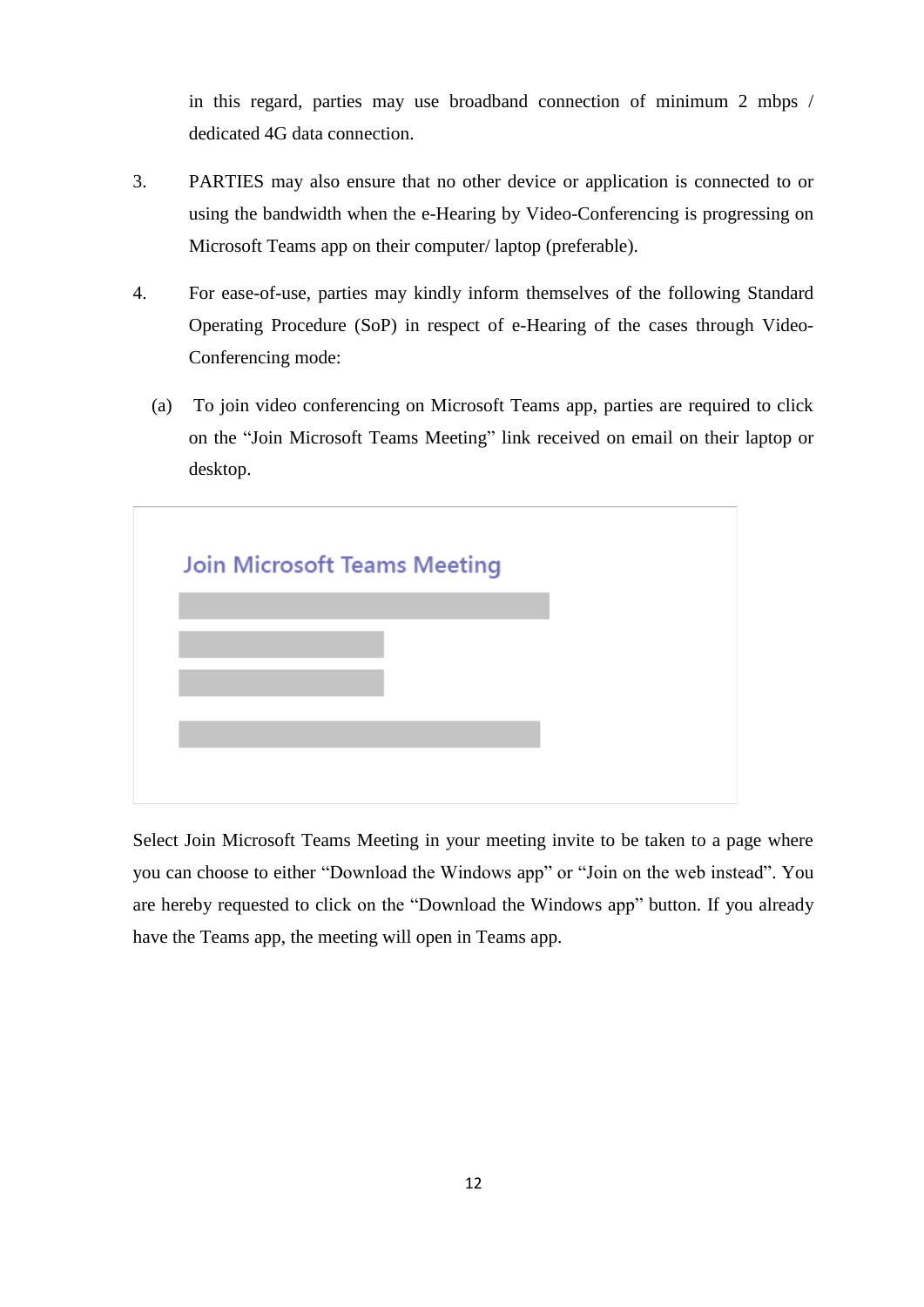in this regard, parties may use broadband connection of minimum 2 mbps / dedicated 4G data connection.

3. PARTIES may also ensure that no other device or application is connected to or using the bandwidth when the e-Hearing by Video-Conferencing is progressing on Microsoft Teams app on their computer/ laptop (preferable).

4. For ease-of-use, parties may kindly inform themselves of the following Standard Operating Procedure (SoP) in respect of e-Hearing of the cases through Video-Conferencing mode:

   (a) To join video conferencing on Microsoft Teams app, parties are required to click on the "Join Microsoft Teams Meeting" link received on email on their laptop or desktop.

Join Microsoft Teams Meeting

Select Join Microsoft Teams Meeting in your meeting invite to be taken to a page where you can choose to either "Download the Windows app" or "Join on the web instead". You are hereby requested to click on the "Download the Windows app" button. If you already have the Teams app, the meeting will open in Teams app.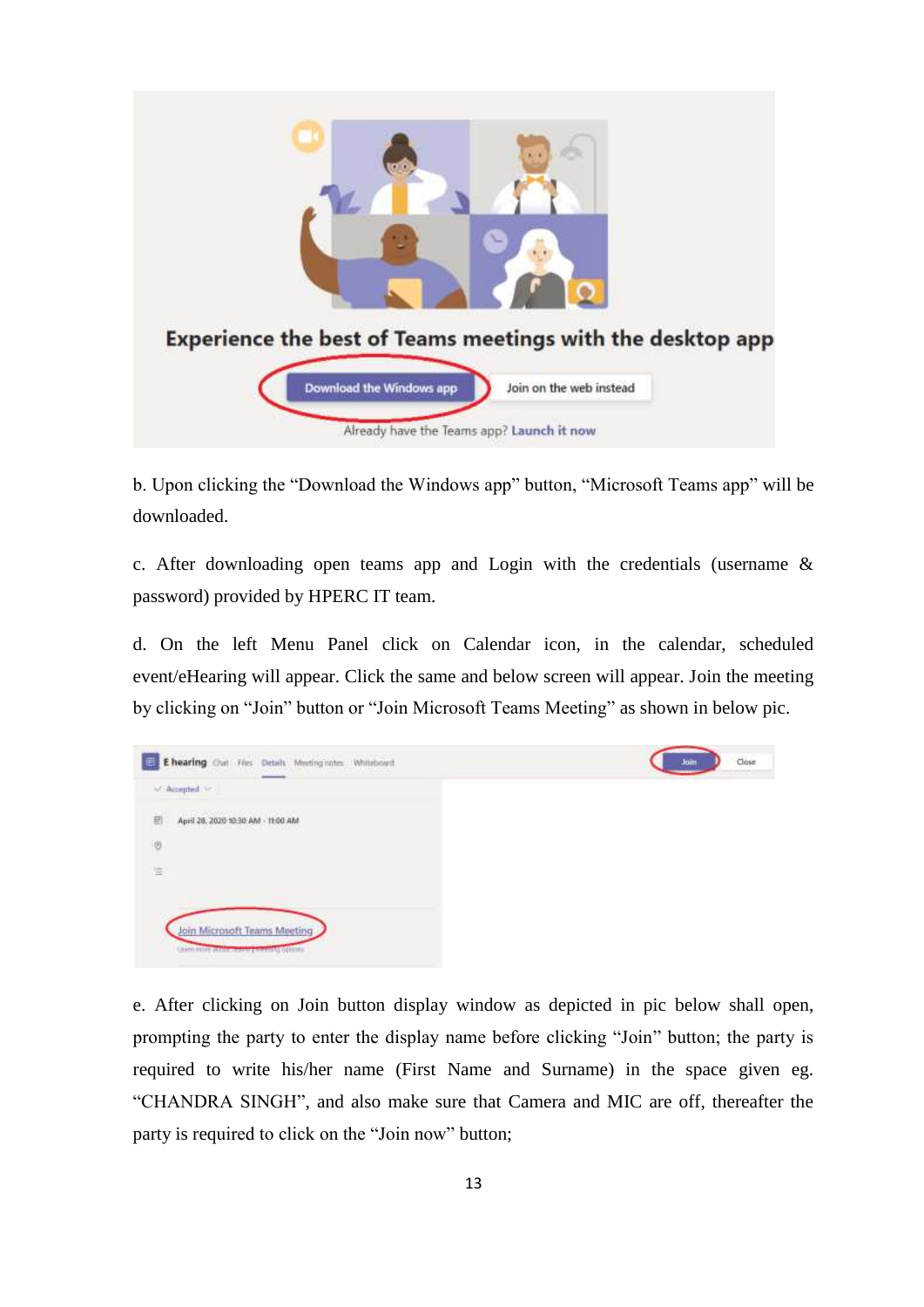b. Upon clicking the "Download the Windows app" button, "Microsoft Teams app" will be downloaded.

c. After downloading open teams app and Login with the credentials (username & password) provided by HPERC IT team.

d. On the left Menu Panel click on Calendar icon, in the calendar, scheduled event/eHearing will appear. Click the same and below screen will appear. Join the meeting by clicking on "Join" button or "Join Microsoft Teams Meeting" as shown in below pic.

e. After clicking on Join button display window as depicted in pic below shall open, prompting the party to enter the display name before clicking "Join" button; the party is required to write his/her name (First Name and Surname) in the space given eg. "CHANDRA SINGH", and also make sure that Camera and MIC are off, thereafter the party is required to click on the "Join now" button;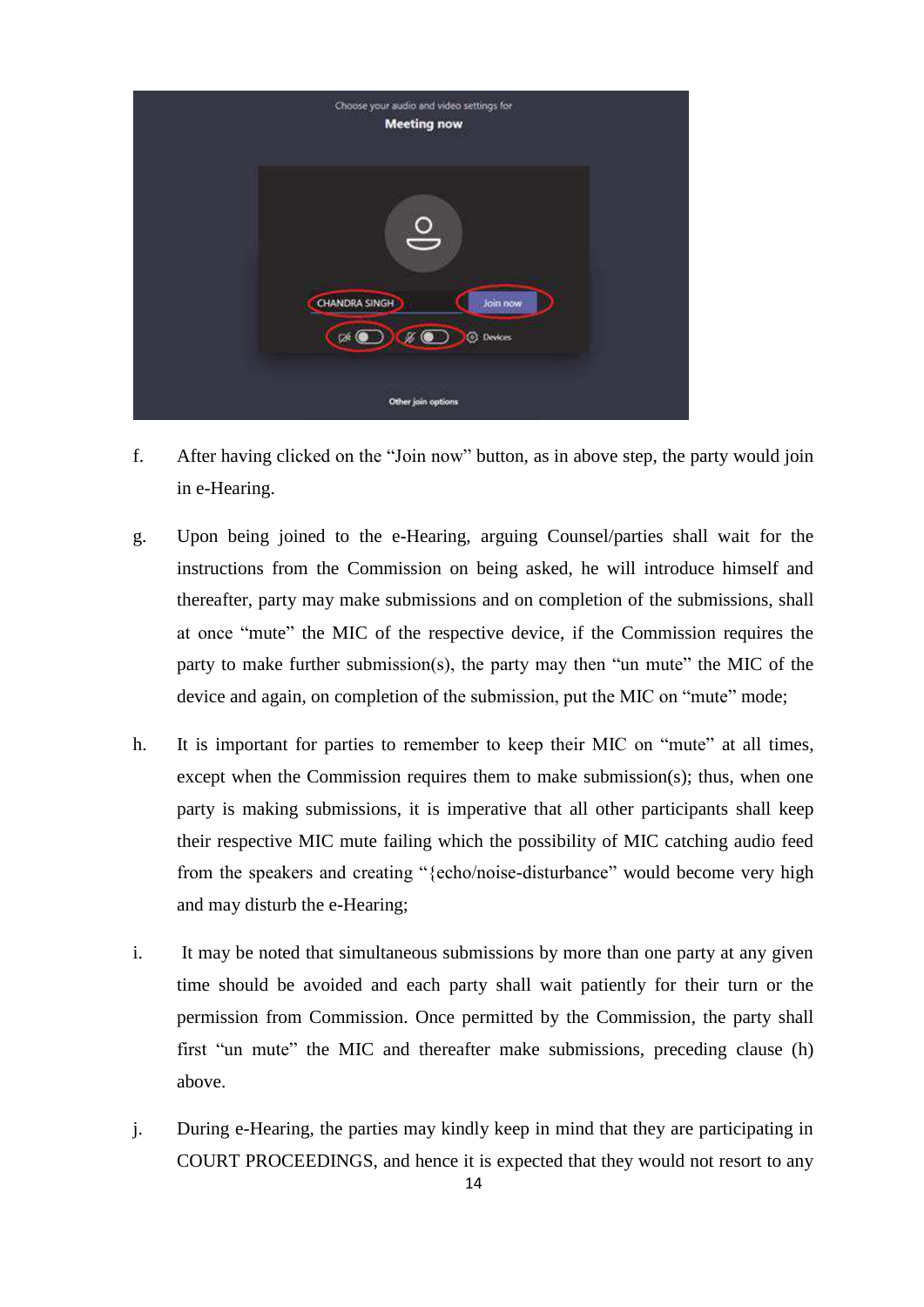f. After having clicked on the "Join now" button, as in above step, the party would join in e-Hearing.

g. Upon being joined to the e-Hearing, arguing Counsel/parties shall wait for the instructions from the Commission on being asked, he will introduce himself and thereafter, party may make submissions and on completion of the submissions, shall at once "mute" the MIC of the respective device, if the Commission requires the party to make further submission(s), the party may then "un mute" the MIC of the device and again, on completion of the submission, put the MIC on "mute" mode;

h. It is important for parties to remember to keep their MIC on "mute" at all times, except when the Commission requires them to make submission(s); thus, when one party is making submissions, it is imperative that all other participants shall keep their respective MIC mute failing which the possibility of MIC catching audio feed from the speakers and creating "{echo/noise-disturbance" would become very high and may disturb the e-Hearing;

i. It may be noted that simultaneous submissions by more than one party at any given time should be avoided and each party shall wait patiently for their turn or the permission from Commission. Once permitted by the Commission, the party shall first "un mute" the MIC and thereafter make submissions, preceding clause (h) above.

j. During e-Hearing, the parties may kindly keep in mind that they are participating in COURT PROCEEDINGS, and hence it is expected that they would not resort to any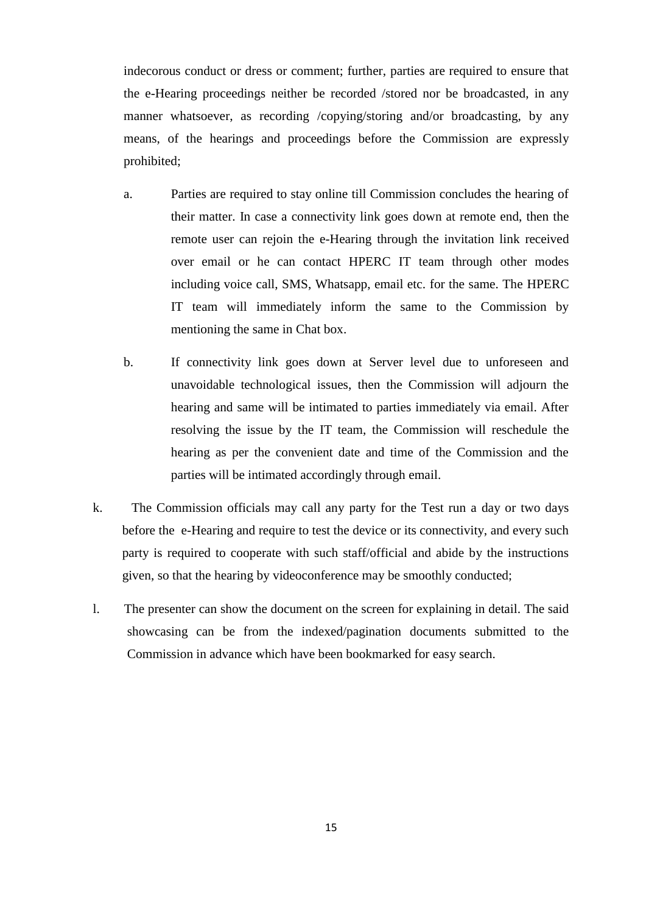indecorous conduct or dress or comment; further, parties are required to ensure that the e-Hearing proceedings neither be recorded /stored nor be broadcasted, in any manner whatsoever, as recording /copying/storing and/or broadcasting, by any means, of the hearings and proceedings before the Commission are expressly prohibited;

a. Parties are required to stay online till Commission concludes the hearing of their matter. In case a connectivity link goes down at remote end, then the remote user can rejoin the e-Hearing through the invitation link received over email or he can contact HPERC IT team through other modes including voice call, SMS, Whatsapp, email etc. for the same. The HPERC IT team will immediately inform the same to the Commission by mentioning the same in Chat box.

b. If connectivity link goes down at Server level due to unforeseen and unavoidable technological issues, then the Commission will adjourn the hearing and same will be intimated to parties immediately via email. After resolving the issue by the IT team, the Commission will reschedule the hearing as per the convenient date and time of the Commission and the parties will be intimated accordingly through email.

k. The Commission officials may call any party for the Test run a day or two days before the e-Hearing and require to test the device or its connectivity, and every such party is required to cooperate with such staff/official and abide by the instructions given, so that the hearing by videoconference may be smoothly conducted;

l. The presenter can show the document on the screen for explaining in detail. The said showcasing can be from the indexed/pagination documents submitted to the Commission in advance which have been bookmarked for easy search.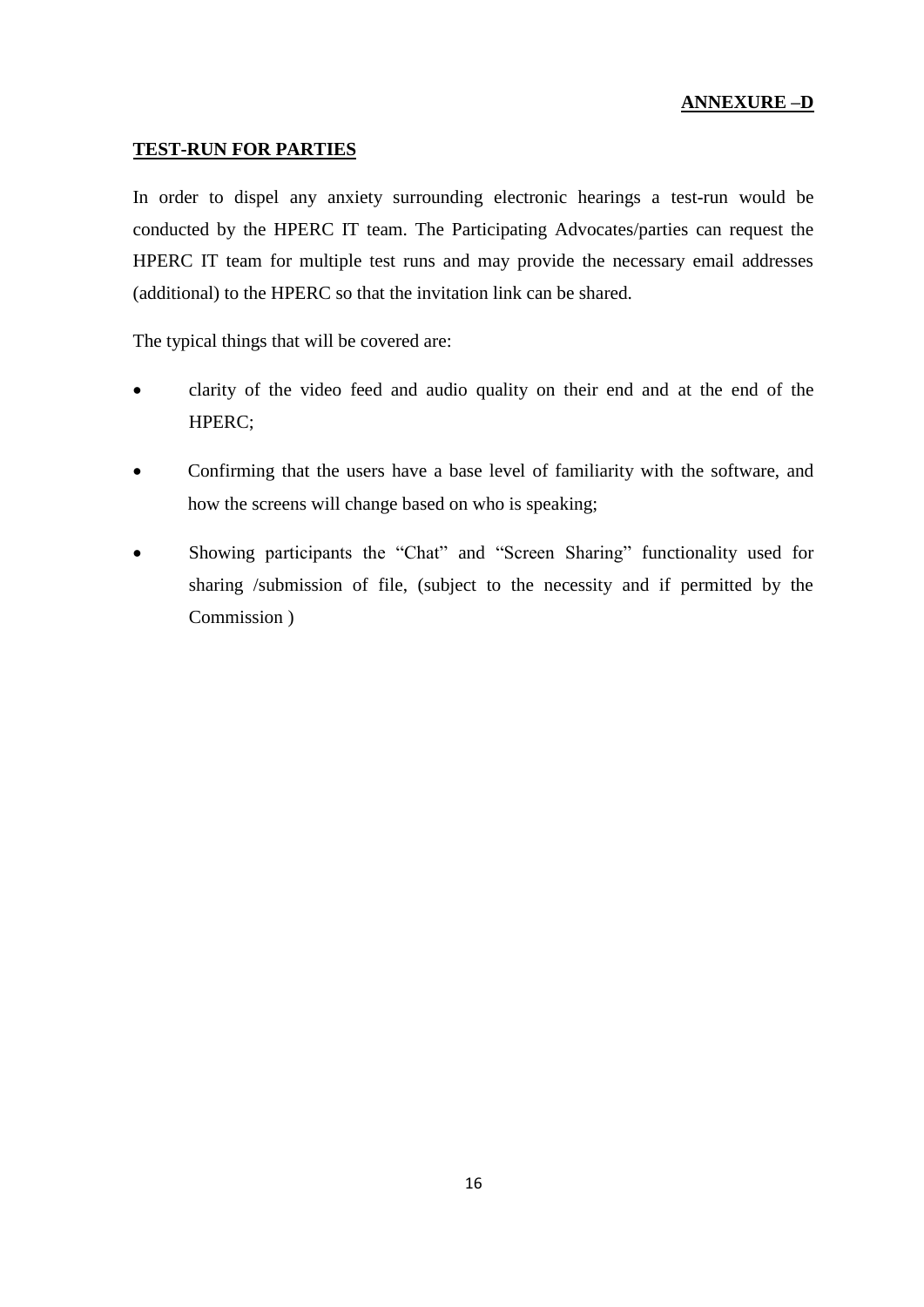**ANNEXURE –D**

**TEST-RUN FOR PARTIES**

In order to dispel any anxiety surrounding electronic hearings a test-run would be conducted by the HPERC IT team. The Participating Advocates/parties can request the HPERC IT team for multiple test runs and may provide the necessary email addresses (additional) to the HPERC so that the invitation link can be shared.

The typical things that will be covered are:

- clarity of the video feed and audio quality on their end and at the end of the HPERC;
- Confirming that the users have a base level of familiarity with the software, and how the screens will change based on who is speaking;
- Showing participants the "Chat" and "Screen Sharing" functionality used for sharing /submission of file, (subject to the necessity and if permitted by the Commission )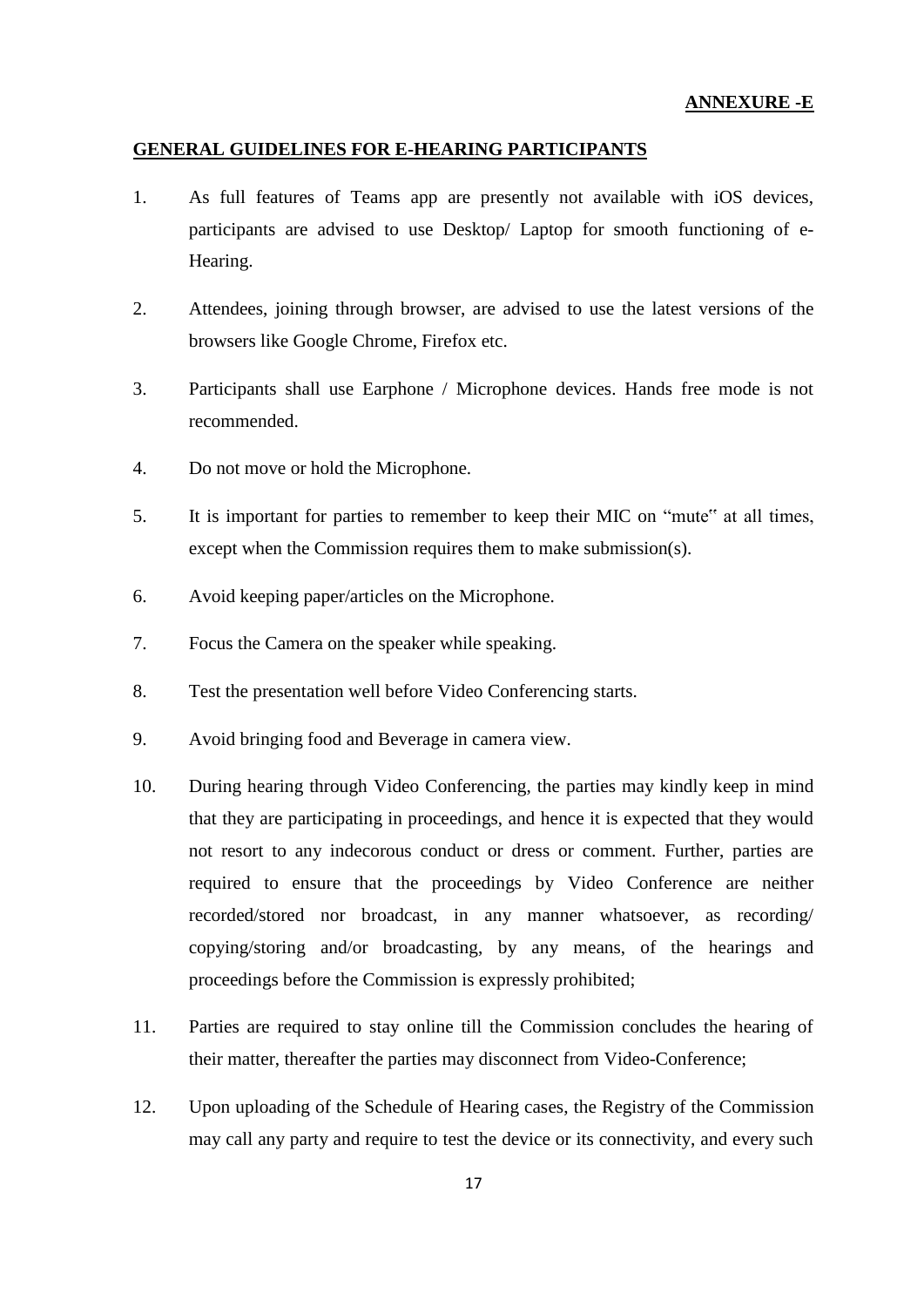**ANNEXURE -E**

**GENERAL GUIDELINES FOR E-HEARING PARTICIPANTS**

1. As full features of Teams app are presently not available with iOS devices, participants are advised to use Desktop/ Laptop for smooth functioning of e-Hearing.

2. Attendees, joining through browser, are advised to use the latest versions of the browsers like Google Chrome, Firefox etc.

3. Participants shall use Earphone / Microphone devices. Hands free mode is not recommended.

4. Do not move or hold the Microphone.

5. It is important for parties to remember to keep their MIC on "mute" at all times, except when the Commission requires them to make submission(s).

6. Avoid keeping paper/articles on the Microphone.

7. Focus the Camera on the speaker while speaking.

8. Test the presentation well before Video Conferencing starts.

9. Avoid bringing food and Beverage in camera view.

10. During hearing through Video Conferencing, the parties may kindly keep in mind that they are participating in proceedings, and hence it is expected that they would not resort to any indecorous conduct or dress or comment. Further, parties are required to ensure that the proceedings by Video Conference are neither recorded/stored nor broadcast, in any manner whatsoever, as recording/ copying/storing and/or broadcasting, by any means, of the hearings and proceedings before the Commission is expressly prohibited;

11. Parties are required to stay online till the Commission concludes the hearing of their matter, thereafter the parties may disconnect from Video-Conference;

12. Upon uploading of the Schedule of Hearing cases, the Registry of the Commission may call any party and require to test the device or its connectivity, and every such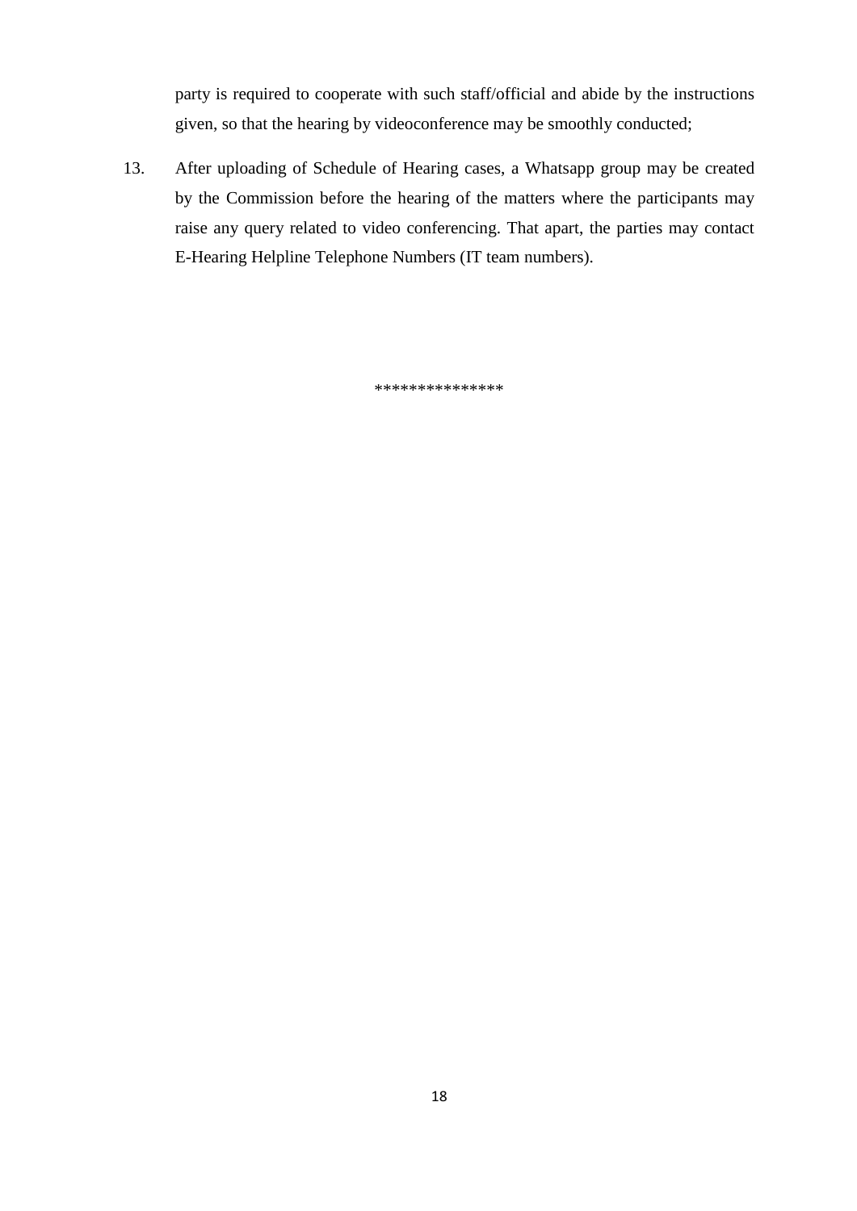party is required to cooperate with such staff/official and abide by the instructions given, so that the hearing by videoconference may be smoothly conducted;

13. After uploading of Schedule of Hearing cases, a Whatsapp group may be created by the Commission before the hearing of the matters where the participants may raise any query related to video conferencing. That apart, the parties may contact E-Hearing Helpline Telephone Numbers (IT team numbers).

***************